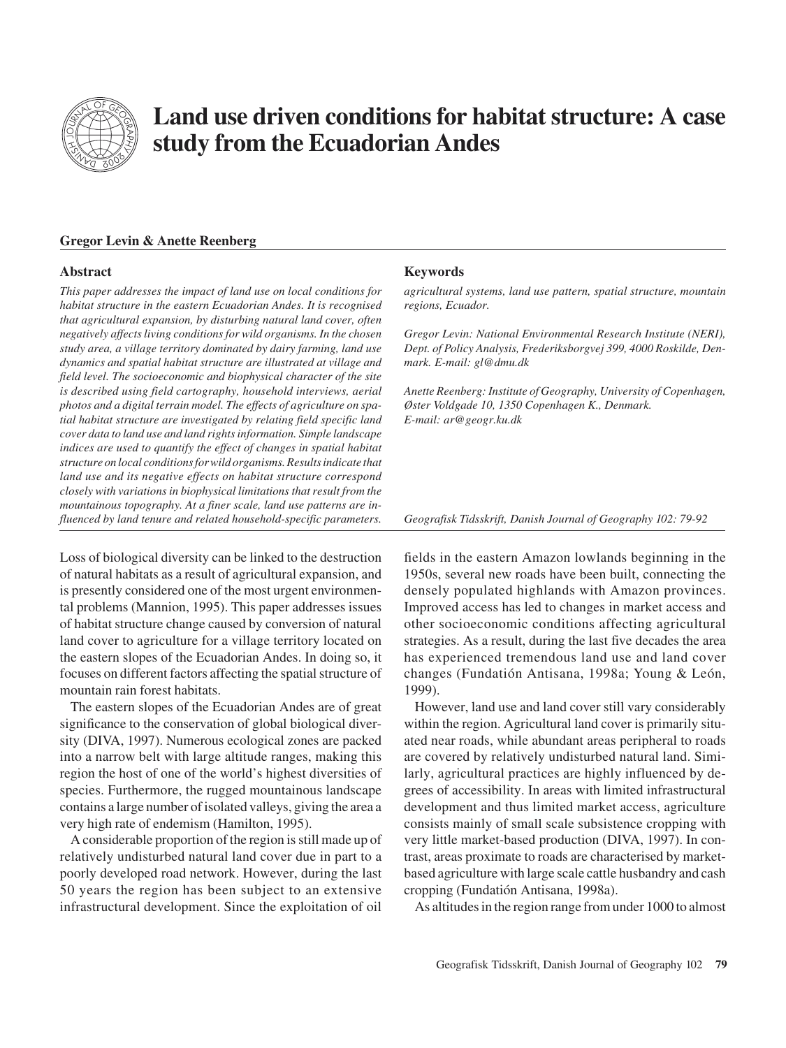# Land use driven conditions for habitat structure: A case study from the Ecuadorian Andes

**Gregor Levin & Anette Reenberg**

## Abstract

*This paper addresses the impact of land use on local conditions for habitat structure in the eastern Ecuadorian Andes. It is recognised that agricultural expansion, by disturbing natural land cover, often negatively affects living conditions for wild organisms. In the chosen study area, a village territory dominated by dairy farming, land use dynamics and spatial habitat structure are illustrated at village and field level. The socioeconomic and biophysical character of the site is described using field cartography, household interviews, aerial photos and a digital terrain model. The effects of agriculture on spatial habitat structure are investigated by relating field specific land cover data to land use and land rights information. Simple landscape indices are used to quantify the effect of changes in spatial habitat structure on local conditions for wild organisms. Results indicate that land use and its negative effects on habitat structure correspond closely with variations in biophysical limitations that result from the mountainous topography. At a finer scale, land use patterns are influenced by land tenure and related household-specific parameters.*

## Keywords

*agricultural systems, land use pattern, spatial structure, mountain regions, Ecuador.*

*Gregor Levin: National Environmental Research Institute (NERI), Dept. of Policy Analysis, Frederiksborgvej 399, 4000 Roskilde, Denmark. E-mail: gl@dmu.dk*

*Anette Reenberg: Institute of Geography, University of Copenhagen, Øster Voldgade 10, 1350 Copenhagen K., Denmark. E-mail: ar@geogr.ku.dk*

*Geografisk Tidsskrift, Danish Journal of Geography 102: 79-92*

Loss of biological diversity can be linked to the destruction of natural habitats as a result of agricultural expansion, and is presently considered one of the most urgent environmental problems (Mannion, 1995). This paper addresses issues of habitat structure change caused by conversion of natural land cover to agriculture for a village territory located on the eastern slopes of the Ecuadorian Andes. In doing so, it focuses on different factors affecting the spatial structure of mountain rain forest habitats.

The eastern slopes of the Ecuadorian Andes are of great significance to the conservation of global biological diversity (DIVA, 1997). Numerous ecological zones are packed into a narrow belt with large altitude ranges, making this region the host of one of the world's highest diversities of species. Furthermore, the rugged mountainous landscape contains a large number of isolated valleys, giving the area a very high rate of endemism (Hamilton, 1995).

A considerable proportion of the region is still made up of relatively undisturbed natural land cover due in part to a poorly developed road network. However, during the last 50 years the region has been subject to an extensive infrastructural development. Since the exploitation of oil fields in the eastern Amazon lowlands beginning in the 1950s, several new roads have been built, connecting the densely populated highlands with Amazon provinces. Improved access has led to changes in market access and other socioeconomic conditions affecting agricultural strategies. As a result, during the last five decades the area has experienced tremendous land use and land cover changes (Fundación Antisana, 1998a; Young & León, 1999).

However, land use and land cover still vary considerably within the region. Agricultural land cover is primarily situated near roads, while abundant areas peripheral to roads are covered by relatively undisturbed natural land. Similarly, agricultural practices are highly influenced by degrees of accessibility. In areas with limited infrastructural development and thus limited market access, agriculture consists mainly of small scale subsistence cropping with very little market-based production (DIVA, 1997). In contrast, areas proximate to roads are characterised by market-based agriculture with large scale cattle husbandry and cash cropping (Fundación Antisana, 1998a).

As altitudes in the region range from under 1000 to almost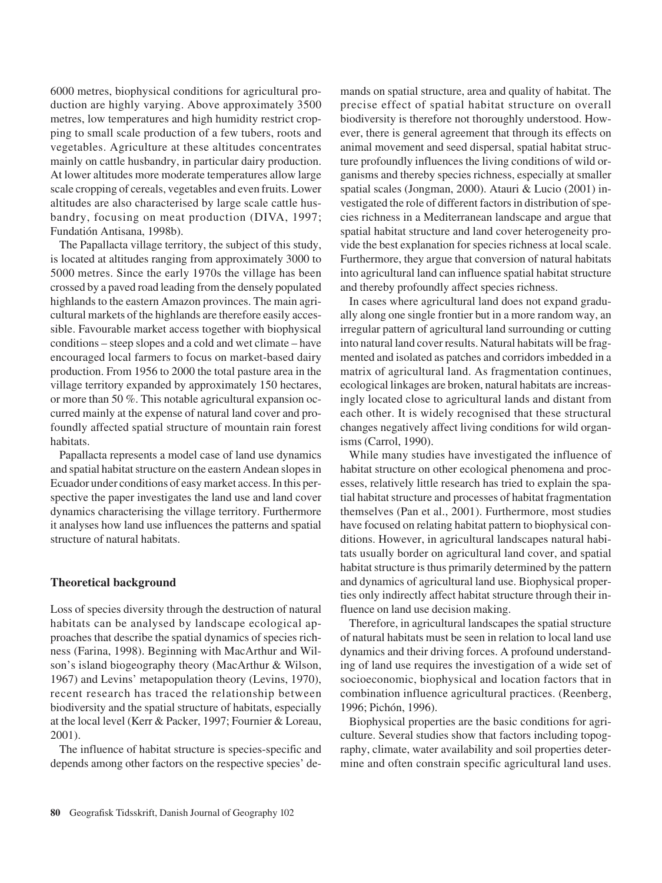6000 metres, biophysical conditions for agricultural production are highly varying. Above approximately 3500 metres, low temperatures and high humidity restrict cropping to small scale production of a few tubers, roots and vegetables. Agriculture at these altitudes concentrates mainly on cattle husbandry, in particular dairy production. At lower altitudes more moderate temperatures allow large scale cropping of cereals, vegetables and even fruits. Lower altitudes are also characterised by large scale cattle husbandry, focusing on meat production (DIVA, 1997; Fundatión Antisana, 1998b).

The Papallacta village territory, the subject of this study, is located at altitudes ranging from approximately 3000 to 5000 metres. Since the early 1970s the village has been crossed by a paved road leading from the densely populated highlands to the eastern Amazon provinces. The main agricultural markets of the highlands are therefore easily accessible. Favourable market access together with biophysical conditions – steep slopes and a cold and wet climate – have encouraged local farmers to focus on market-based dairy production. From 1956 to 2000 the total pasture area in the village territory expanded by approximately 150 hectares, or more than 50 %. This notable agricultural expansion occurred mainly at the expense of natural land cover and profoundly affected spatial structure of mountain rain forest habitats.

Papallacta represents a model case of land use dynamics and spatial habitat structure on the eastern Andean slopes in Ecuador under conditions of easy market access. In this perspective the paper investigates the land use and land cover dynamics characterising the village territory. Furthermore it analyses how land use influences the patterns and spatial structure of natural habitats.

## Theoretical background

Loss of species diversity through the destruction of natural habitats can be analysed by landscape ecological approaches that describe the spatial dynamics of species richness (Farina, 1998). Beginning with MacArthur and Wilson's island biogeography theory (MacArthur & Wilson, 1967) and Levins' metapopulation theory (Levins, 1970), recent research has traced the relationship between biodiversity and the spatial structure of habitats, especially at the local level (Kerr & Packer, 1997; Fournier & Loreau, 2001).

The influence of habitat structure is species-specific and depends among other factors on the respective species' demands on spatial structure, area and quality of habitat. The precise effect of spatial habitat structure on overall biodiversity is therefore not thoroughly understood. However, there is general agreement that through its effects on animal movement and seed dispersal, spatial habitat structure profoundly influences the living conditions of wild organisms and thereby species richness, especially at smaller spatial scales (Jongman, 2000). Atauri & Lucio (2001) investigated the role of different factors in distribution of species richness in a Mediterranean landscape and argue that spatial habitat structure and land cover heterogeneity provide the best explanation for species richness at local scale. Furthermore, they argue that conversion of natural habitats into agricultural land can influence spatial habitat structure and thereby profoundly affect species richness.

In cases where agricultural land does not expand gradually along one single frontier but in a more random way, an irregular pattern of agricultural land surrounding or cutting into natural land cover results. Natural habitats will be fragmented and isolated as patches and corridors imbedded in a matrix of agricultural land. As fragmentation continues, ecological linkages are broken, natural habitats are increasingly located close to agricultural lands and distant from each other. It is widely recognised that these structural changes negatively affect living conditions for wild organisms (Carrol, 1990).

While many studies have investigated the influence of habitat structure on other ecological phenomena and processes, relatively little research has tried to explain the spatial habitat structure and processes of habitat fragmentation themselves (Pan et al., 2001). Furthermore, most studies have focused on relating habitat pattern to biophysical conditions. However, in agricultural landscapes natural habitats usually border on agricultural land cover, and spatial habitat structure is thus primarily determined by the pattern and dynamics of agricultural land use. Biophysical properties only indirectly affect habitat structure through their influence on land use decision making.

Therefore, in agricultural landscapes the spatial structure of natural habitats must be seen in relation to local land use dynamics and their driving forces. A profound understanding of land use requires the investigation of a wide set of socioeconomic, biophysical and location factors that in combination influence agricultural practices. (Reenberg, 1996; Pichón, 1996).

Biophysical properties are the basic conditions for agriculture. Several studies show that factors including topography, climate, water availability and soil properties determine and often constrain specific agricultural land uses.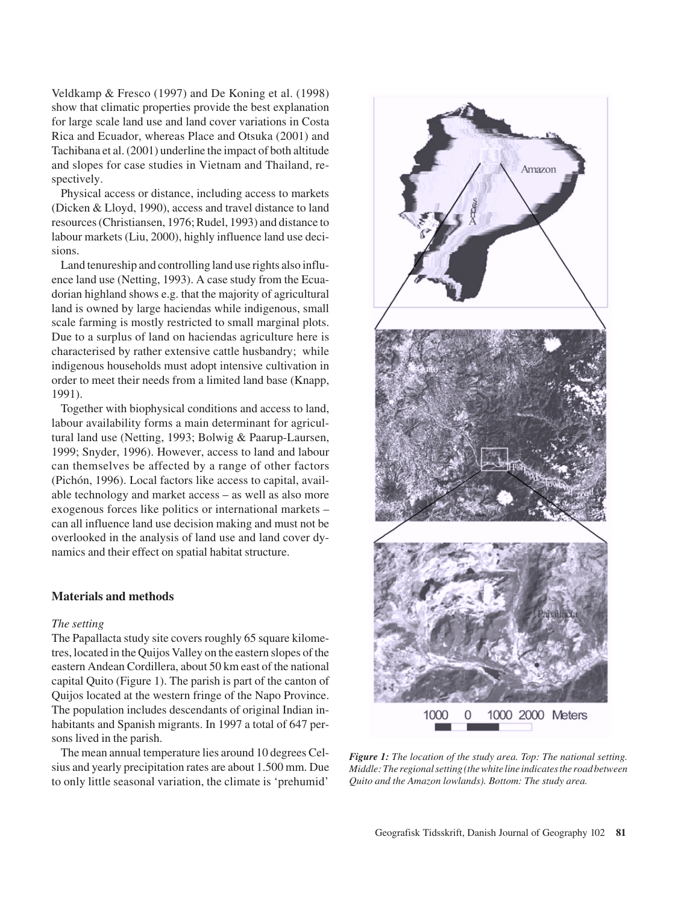Veldkamp & Fresco (1997) and De Koning et al. (1998) show that climatic properties provide the best explanation for large scale land use and land cover variations in Costa Rica and Ecuador, whereas Place and Otsuka (2001) and Tachibana et al. (2001) underline the impact of both altitude and slopes for case studies in Vietnam and Thailand, respectively.

Physical access or distance, including access to markets (Dicken & Lloyd, 1990), access and travel distance to land resources (Christiansen, 1976; Rudel, 1993) and distance to labour markets (Liu, 2000), highly influence land use decisions.

Land tenureship and controlling land use rights also influence land use (Netting, 1993). A case study from the Ecuadorian highland shows e.g. that the majority of agricultural land is owned by large haciendas while indigenous, small scale farming is mostly restricted to small marginal plots. Due to a surplus of land on haciendas agriculture here is characterised by rather extensive cattle husbandry; while indigenous households must adopt intensive cultivation in order to meet their needs from a limited land base (Knapp, 1991).

Together with biophysical conditions and access to land, labour availability forms a main determinant for agricultural land use (Netting, 1993; Bolwig & Paarup-Laursen, 1999; Snyder, 1996). However, access to land and labour can themselves be affected by a range of other factors (Pichón, 1996). Local factors like access to capital, available technology and market access – as well as also more exogenous forces like politics or international markets – can all influence land use decision making and must not be overlooked in the analysis of land use and land cover dynamics and their effect on spatial habitat structure.

## Materials and methods

### *The setting*

The Papallacta study site covers roughly 65 square kilometres, located in the Quijos Valley on the eastern slopes of the eastern Andean Cordillera, about 50 km east of the national capital Quito (Figure 1). The parish is part of the canton of Quijos located at the western fringe of the Napo Province. The population includes descendants of original Indian inhabitants and Spanish migrants. In 1997 a total of 647 persons lived in the parish.

The mean annual temperature lies around 10 degrees Celsius and yearly precipitation rates are about 1.500 mm. Due to only little seasonal variation, the climate is 'prehumid'

***Figure 1:*** *The location of the study area. Top: The national setting. Middle: The regional setting (the white line indicates the road between Quito and the Amazon lowlands). Bottom: The study area.*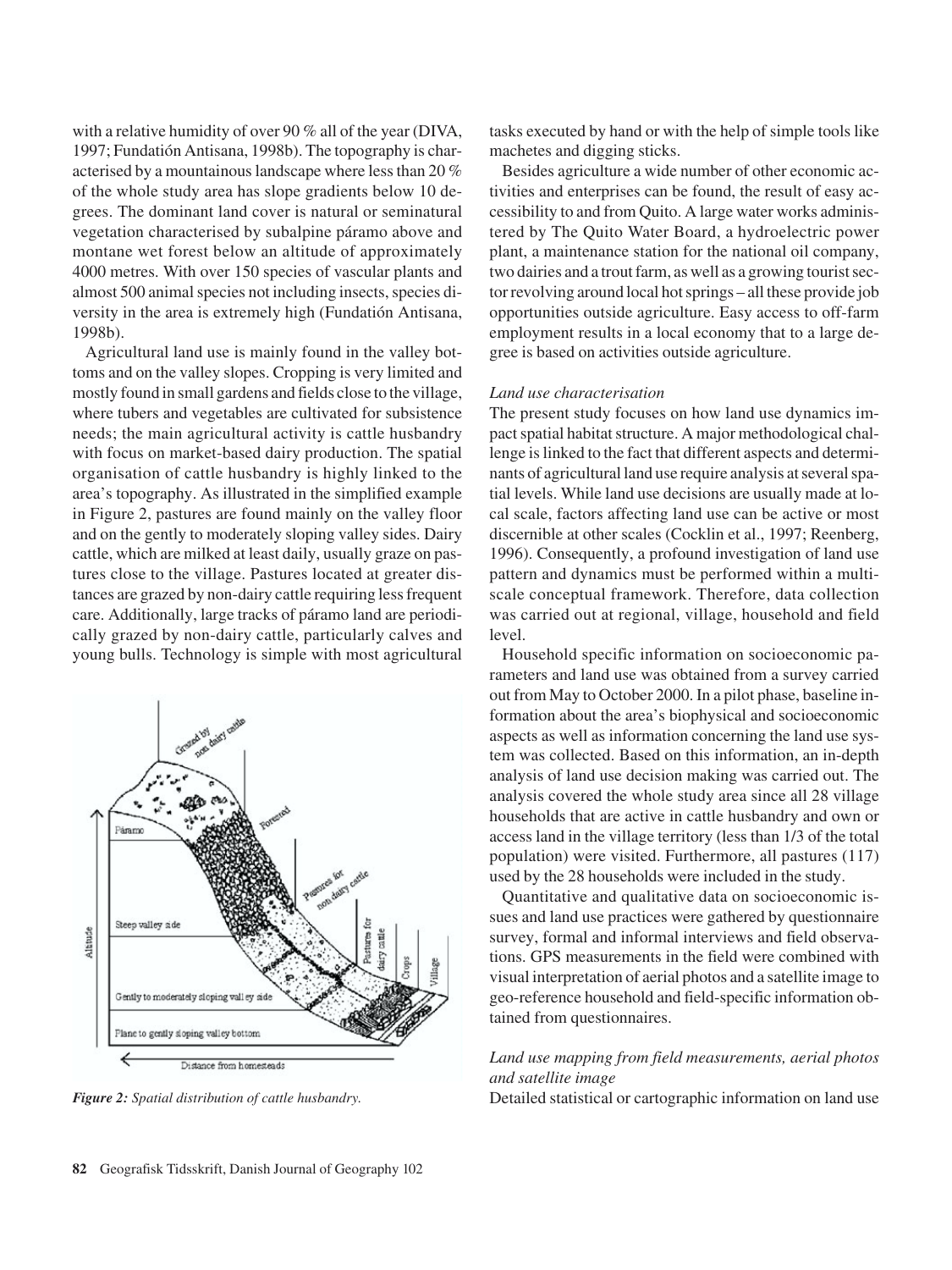with a relative humidity of over 90 % all of the year (DIVA, 1997; Fundatión Antisana, 1998b). The topography is characterised by a mountainous landscape where less than 20 % of the whole study area has slope gradients below 10 degrees. The dominant land cover is natural or seminatural vegetation characterised by subalpine páramo above and montane wet forest below an altitude of approximately 4000 metres. With over 150 species of vascular plants and almost 500 animal species not including insects, species diversity in the area is extremely high (Fundatión Antisana, 1998b).

Agricultural land use is mainly found in the valley bottoms and on the valley slopes. Cropping is very limited and mostly found in small gardens and fields close to the village, where tubers and vegetables are cultivated for subsistence needs; the main agricultural activity is cattle husbandry with focus on market-based dairy production. The spatial organisation of cattle husbandry is highly linked to the area's topography. As illustrated in the simplified example in Figure 2, pastures are found mainly on the valley floor and on the gently to moderately sloping valley sides. Dairy cattle, which are milked at least daily, usually graze on pastures close to the village. Pastures located at greater distances are grazed by non-dairy cattle requiring less frequent care. Additionally, large tracks of páramo land are periodically grazed by non-dairy cattle, particularly calves and young bulls. Technology is simple with most agricultural tasks executed by hand or with the help of simple tools like machetes and digging sticks.

*Figure 2: Spatial distribution of cattle husbandry.*

Besides agriculture a wide number of other economic activities and enterprises can be found, the result of easy accessibility to and from Quito. A large water works administered by The Quito Water Board, a hydroelectric power plant, a maintenance station for the national oil company, two dairies and a trout farm, as well as a growing tourist sector revolving around local hot springs – all these provide job opportunities outside agriculture. Easy access to off-farm employment results in a local economy that to a large degree is based on activities outside agriculture.

*Land use characterisation*

The present study focuses on how land use dynamics impact spatial habitat structure. A major methodological challenge is linked to the fact that different aspects and determinants of agricultural land use require analysis at several spatial levels. While land use decisions are usually made at local scale, factors affecting land use can be active or most discernible at other scales (Cocklin et al., 1997; Reenberg, 1996). Consequently, a profound investigation of land use pattern and dynamics must be performed within a multiscale conceptual framework. Therefore, data collection was carried out at regional, village, household and field level.

Household specific information on socioeconomic parameters and land use was obtained from a survey carried out from May to October 2000. In a pilot phase, baseline information about the area's biophysical and socioeconomic aspects as well as information concerning the land use system was collected. Based on this information, an in-depth analysis of land use decision making was carried out. The analysis covered the whole study area since all 28 village households that are active in cattle husbandry and own or access land in the village territory (less than 1/3 of the total population) were visited. Furthermore, all pastures (117) used by the 28 households were included in the study.

Quantitative and qualitative data on socioeconomic issues and land use practices were gathered by questionnaire survey, formal and informal interviews and field observations. GPS measurements in the field were combined with visual interpretation of aerial photos and a satellite image to geo-reference household and field-specific information obtained from questionnaires.

*Land use mapping from field measurements, aerial photos and satellite image*

Detailed statistical or cartographic information on land use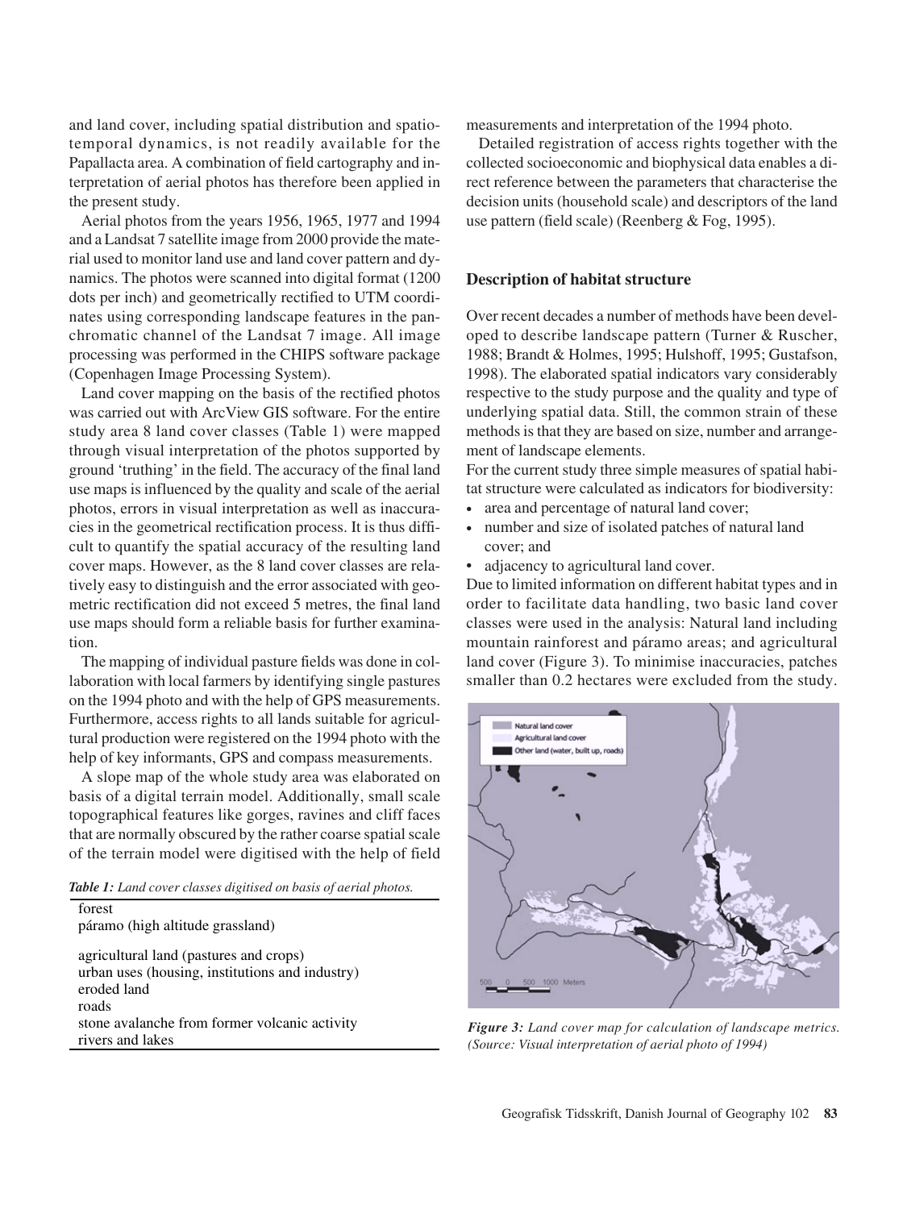and land cover, including spatial distribution and spatiotemporal dynamics, is not readily available for the Papallacta area. A combination of field cartography and interpretation of aerial photos has therefore been applied in the present study.

Aerial photos from the years 1956, 1965, 1977 and 1994 and a Landsat 7 satellite image from 2000 provide the material used to monitor land use and land cover pattern and dynamics. The photos were scanned into digital format (1200 dots per inch) and geometrically rectified to UTM coordinates using corresponding landscape features in the panchromatic channel of the Landsat 7 image. All image processing was performed in the CHIPS software package (Copenhagen Image Processing System).

Land cover mapping on the basis of the rectified photos was carried out with ArcView GIS software. For the entire study area 8 land cover classes (Table 1) were mapped through visual interpretation of the photos supported by ground 'truthing' in the field. The accuracy of the final land use maps is influenced by the quality and scale of the aerial photos, errors in visual interpretation as well as inaccuracies in the geometrical rectification process. It is thus difficult to quantify the spatial accuracy of the resulting land cover maps. However, as the 8 land cover classes are relatively easy to distinguish and the error associated with geometric rectification did not exceed 5 metres, the final land use maps should form a reliable basis for further examination.

The mapping of individual pasture fields was done in collaboration with local farmers by identifying single pastures on the 1994 photo and with the help of GPS measurements. Furthermore, access rights to all lands suitable for agricultural production were registered on the 1994 photo with the help of key informants, GPS and compass measurements.

A slope map of the whole study area was elaborated on basis of a digital terrain model. Additionally, small scale topographical features like gorges, ravines and cliff faces that are normally obscured by the rather coarse spatial scale of the terrain model were digitised with the help of field measurements and interpretation of the 1994 photo.

*Table 1: Land cover classes digitised on basis of aerial photos.*

| |
|---|
| forest |
| páramo (high altitude grassland) |
| agricultural land (pastures and crops) |
| urban uses (housing, institutions and industry) |
| eroded land |
| roads |
| stone avalanche from former volcanic activity |
| rivers and lakes |

Detailed registration of access rights together with the collected socioeconomic and biophysical data enables a direct reference between the parameters that characterise the decision units (household scale) and descriptors of the land use pattern (field scale) (Reenberg & Fog, 1995).

## Description of habitat structure

Over recent decades a number of methods have been developed to describe landscape pattern (Turner & Ruscher, 1988; Brandt & Holmes, 1995; Hulshoff, 1995; Gustafson, 1998). The elaborated spatial indicators vary considerably respective to the study purpose and the quality and type of underlying spatial data. Still, the common strain of these methods is that they are based on size, number and arrangement of landscape elements.

For the current study three simple measures of spatial habitat structure were calculated as indicators for biodiversity:

- area and percentage of natural land cover;
- number and size of isolated patches of natural land cover; and
- adjacency to agricultural land cover.

Due to limited information on different habitat types and in order to facilitate data handling, two basic land cover classes were used in the analysis: Natural land including mountain rainforest and páramo areas; and agricultural land cover (Figure 3). To minimise inaccuracies, patches smaller than 0.2 hectares were excluded from the study.

*Figure 3: Land cover map for calculation of landscape metrics. (Source: Visual interpretation of aerial photo of 1994)*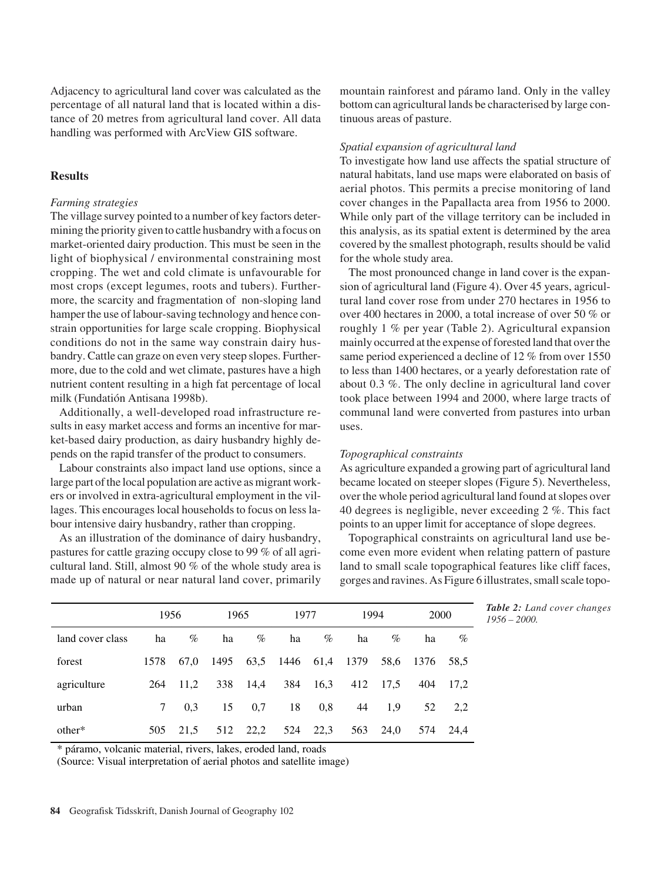Adjacency to agricultural land cover was calculated as the percentage of all natural land that is located within a distance of 20 metres from agricultural land cover. All data handling was performed with ArcView GIS software.

## Results

### *Farming strategies*

The village survey pointed to a number of key factors determining the priority given to cattle husbandry with a focus on market-oriented dairy production. This must be seen in the light of biophysical / environmental constraining most cropping. The wet and cold climate is unfavourable for most crops (except legumes, roots and tubers). Furthermore, the scarcity and fragmentation of non-sloping land hamper the use of labour-saving technology and hence constrain opportunities for large scale cropping. Biophysical conditions do not in the same way constrain dairy husbandry. Cattle can graze on even very steep slopes. Furthermore, due to the cold and wet climate, pastures have a high nutrient content resulting in a high fat percentage of local milk (Fundatión Antisana 1998b).

Additionally, a well-developed road infrastructure results in easy market access and forms an incentive for market-based dairy production, as dairy husbandry highly depends on the rapid transfer of the product to consumers.

Labour constraints also impact land use options, since a large part of the local population are active as migrant workers or involved in extra-agricultural employment in the villages. This encourages local households to focus on less labour intensive dairy husbandry, rather than cropping.

As an illustration of the dominance of dairy husbandry, pastures for cattle grazing occupy close to 99 % of all agricultural land. Still, almost 90 % of the whole study area is made up of natural or near natural land cover, primarily mountain rainforest and páramo land. Only in the valley bottom can agricultural lands be characterised by large continuous areas of pasture.

### *Spatial expansion of agricultural land*

To investigate how land use affects the spatial structure of natural habitats, land use maps were elaborated on basis of aerial photos. This permits a precise monitoring of land cover changes in the Papallacta area from 1956 to 2000. While only part of the village territory can be included in this analysis, as its spatial extent is determined by the area covered by the smallest photograph, results should be valid for the whole study area.

The most pronounced change in land cover is the expansion of agricultural land (Figure 4). Over 45 years, agricultural land cover rose from under 270 hectares in 1956 to over 400 hectares in 2000, a total increase of over 50 % or roughly 1 % per year (Table 2). Agricultural expansion mainly occurred at the expense of forested land that over the same period experienced a decline of 12 % from over 1550 to less than 1400 hectares, or a yearly deforestation rate of about 0.3 %. The only decline in agricultural land cover took place between 1994 and 2000, where large tracts of communal land were converted from pastures into urban uses.

### *Topographical constraints*

As agriculture expanded a growing part of agricultural land became located on steeper slopes (Figure 5). Nevertheless, over the whole period agricultural land found at slopes over 40 degrees is negligible, never exceeding 2 %. This fact points to an upper limit for acceptance of slope degrees.

Topographical constraints on agricultural land use become even more evident when relating pattern of pasture land to small scale topographical features like cliff faces, gorges and ravines. As Figure 6 illustrates, small scale topo-

***Table 2:*** *Land cover changes 1956 – 2000.*

| | 1956 | | 1965 | | 1977 | | 1994 | | 2000 | |
|---|---|---|---|---|---|---|---|---|---|---|
| land cover class | ha | % | ha | % | ha | % | ha | % | ha | % |
| forest | 1578 | 67,0 | 1495 | 63,5 | 1446 | 61,4 | 1379 | 58,6 | 1376 | 58,5 |
| agriculture | 264 | 11,2 | 338 | 14,4 | 384 | 16,3 | 412 | 17,5 | 404 | 17,2 |
| urban | 7 | 0,3 | 15 | 0,7 | 18 | 0,8 | 44 | 1,9 | 52 | 2,2 |
| other* | 505 | 21,5 | 512 | 22,2 | 524 | 22,3 | 563 | 24,0 | 574 | 24,4 |

\* páramo, volcanic material, rivers, lakes, eroded land, roads
(Source: Visual interpretation of aerial photos and satellite image)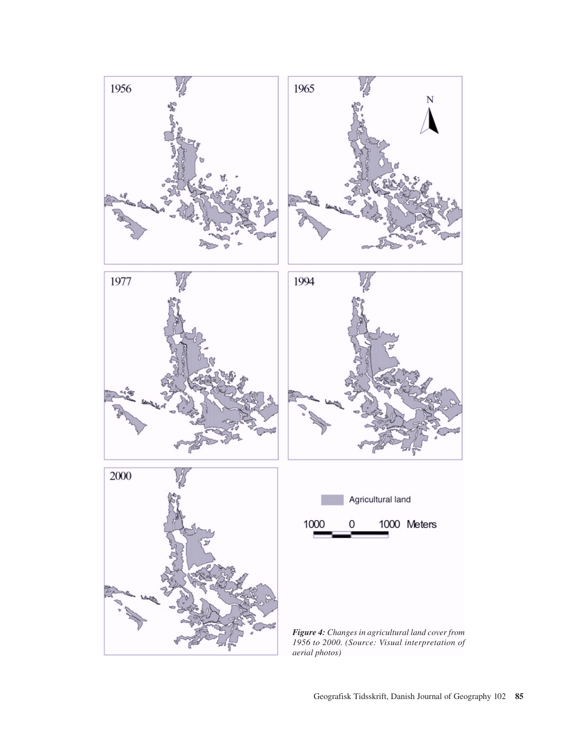*Figure 4: Changes in agricultural land cover from 1956 to 2000. (Source: Visual interpretation of aerial photos)*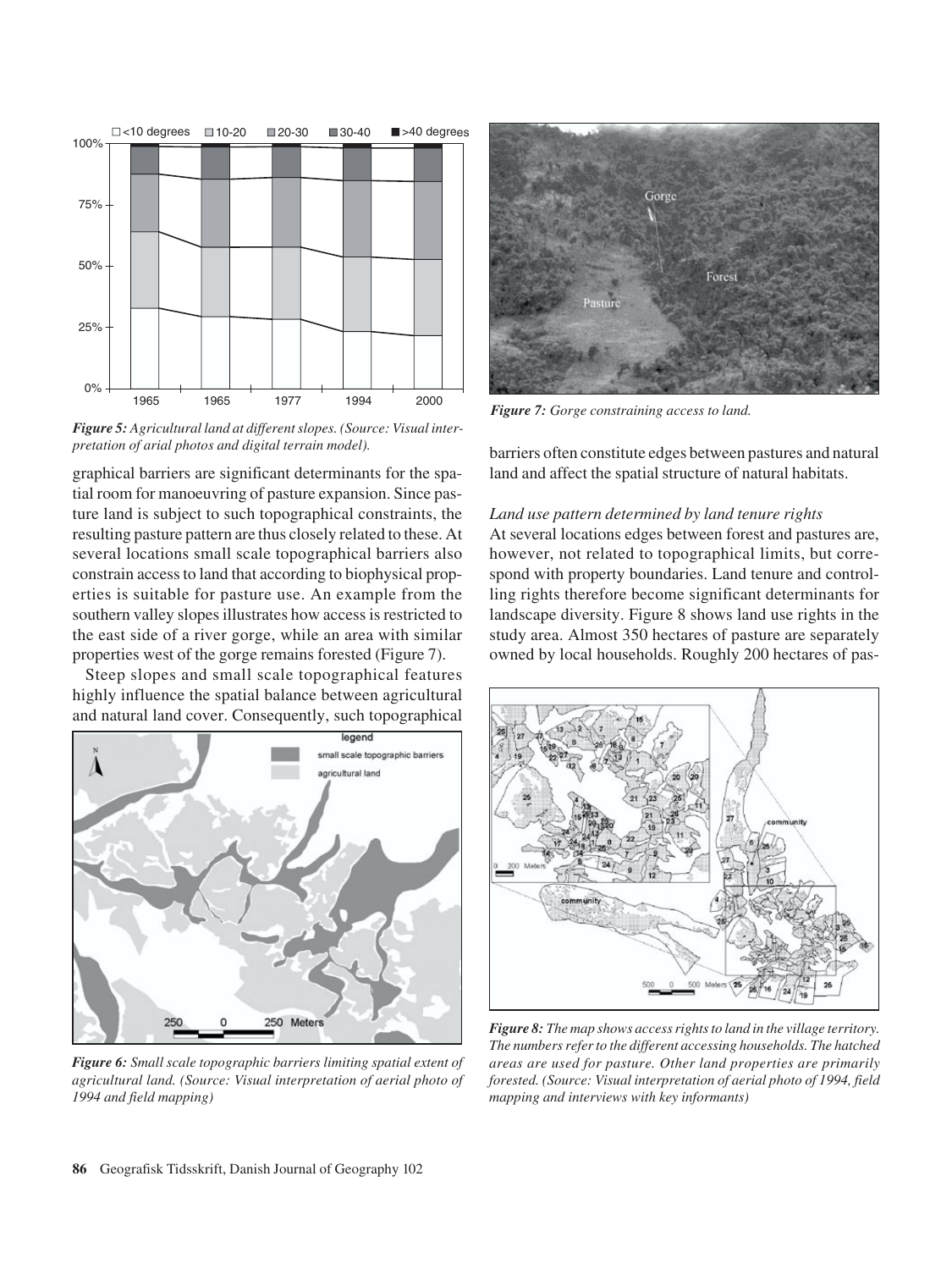*Figure 5: Agricultural land at different slopes. (Source: Visual interpretation of arial photos and digital terrain model).*

graphical barriers are significant determinants for the spatial room for manoeuvring of pasture expansion. Since pasture land is subject to such topographical constraints, the resulting pasture pattern are thus closely related to these. At several locations small scale topographical barriers also constrain access to land that according to biophysical properties is suitable for pasture use. An example from the southern valley slopes illustrates how access is restricted to the east side of a river gorge, while an area with similar properties west of the gorge remains forested (Figure 7).

Steep slopes and small scale topographical features highly influence the spatial balance between agricultural and natural land cover. Consequently, such topographical barriers often constitute edges between pastures and natural land and affect the spatial structure of natural habitats.

*Figure 6: Small scale topographic barriers limiting spatial extent of agricultural land. (Source: Visual interpretation of aerial photo of 1994 and field mapping)*

*Figure 7: Gorge constraining access to land.*

*Land use pattern determined by land tenure rights*

At several locations edges between forest and pastures are, however, not related to topographical limits, but correspond with property boundaries. Land tenure and controlling rights therefore become significant determinants for landscape diversity. Figure 8 shows land use rights in the study area. Almost 350 hectares of pasture are separately owned by local households. Roughly 200 hectares of pas-

*Figure 8: The map shows access rights to land in the village territory. The numbers refer to the different accessing households. The hatched areas are used for pasture. Other land properties are primarily forested. (Source: Visual interpretation of aerial photo of 1994, field mapping and interviews with key informants)*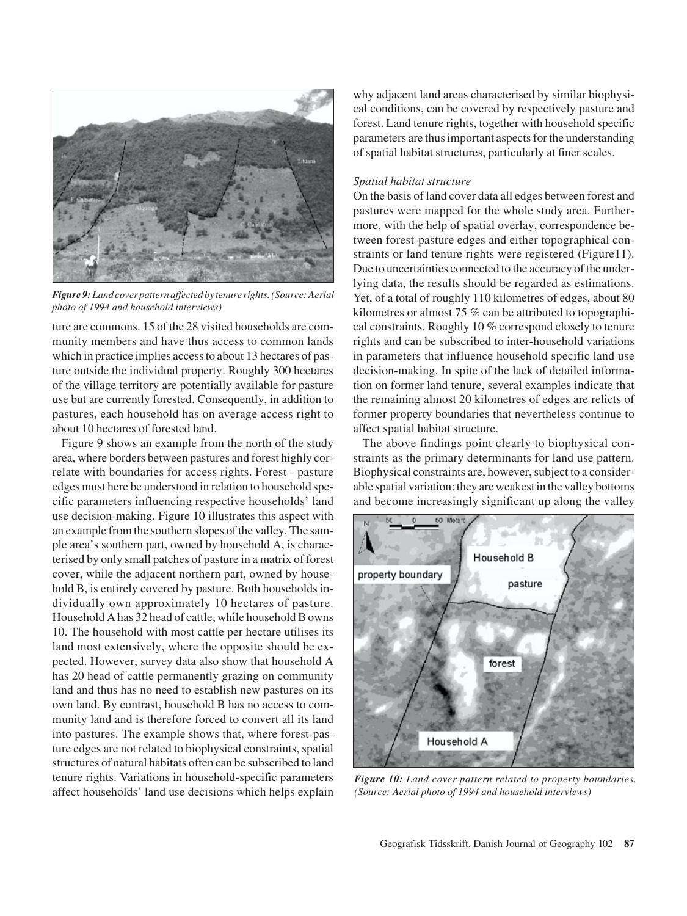*Figure 9: Land cover pattern affected by tenure rights. (Source: Aerial photo of 1994 and household interviews)*

ture are commons. 15 of the 28 visited households are community members and have thus access to common lands which in practice implies access to about 13 hectares of pasture outside the individual property. Roughly 300 hectares of the village territory are potentially available for pasture use but are currently forested. Consequently, in addition to pastures, each household has on average access right to about 10 hectares of forested land.

Figure 9 shows an example from the north of the study area, where borders between pastures and forest highly correlate with boundaries for access rights. Forest - pasture edges must here be understood in relation to household specific parameters influencing respective households' land use decision-making. Figure 10 illustrates this aspect with an example from the southern slopes of the valley. The sample area's southern part, owned by household A, is characterised by only small patches of pasture in a matrix of forest cover, while the adjacent northern part, owned by household B, is entirely covered by pasture. Both households individually own approximately 10 hectares of pasture. Household A has 32 head of cattle, while household B owns 10. The household with most cattle per hectare utilises its land most extensively, where the opposite should be expected. However, survey data also show that household A has 20 head of cattle permanently grazing on community land and thus has no need to establish new pastures on its own land. By contrast, household B has no access to community land and is therefore forced to convert all its land into pastures. The example shows that, where forest-pasture edges are not related to biophysical constraints, spatial structures of natural habitats often can be subscribed to land tenure rights. Variations in household-specific parameters affect households' land use decisions which helps explain why adjacent land areas characterised by similar biophysical conditions, can be covered by respectively pasture and forest. Land tenure rights, together with household specific parameters are thus important aspects for the understanding of spatial habitat structures, particularly at finer scales.

*Spatial habitat structure*

On the basis of land cover data all edges between forest and pastures were mapped for the whole study area. Furthermore, with the help of spatial overlay, correspondence between forest-pasture edges and either topographical constraints or land tenure rights were registered (Figure11). Due to uncertainties connected to the accuracy of the underlying data, the results should be regarded as estimations. Yet, of a total of roughly 110 kilometres of edges, about 80 kilometres or almost 75 % can be attributed to topographical constraints. Roughly 10 % correspond closely to tenure rights and can be subscribed to inter-household variations in parameters that influence household specific land use decision-making. In spite of the lack of detailed information on former land tenure, several examples indicate that the remaining almost 20 kilometres of edges are relicts of former property boundaries that nevertheless continue to affect spatial habitat structure.

The above findings point clearly to biophysical constraints as the primary determinants for land use pattern. Biophysical constraints are, however, subject to a considerable spatial variation: they are weakest in the valley bottoms and become increasingly significant up along the valley

*Figure 10: Land cover pattern related to property boundaries. (Source: Aerial photo of 1994 and household interviews)*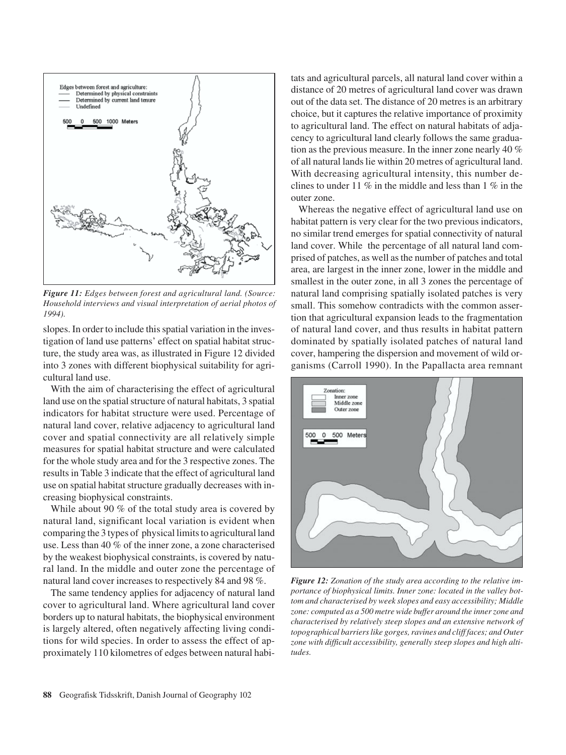*Figure 11: Edges between forest and agricultural land. (Source: Household interviews and visual interpretation of aerial photos of 1994).*

slopes. In order to include this spatial variation in the investigation of land use patterns' effect on spatial habitat structure, the study area was, as illustrated in Figure 12 divided into 3 zones with different biophysical suitability for agricultural land use.

With the aim of characterising the effect of agricultural land use on the spatial structure of natural habitats, 3 spatial indicators for habitat structure were used. Percentage of natural land cover, relative adjacency to agricultural land cover and spatial connectivity are all relatively simple measures for spatial habitat structure and were calculated for the whole study area and for the 3 respective zones. The results in Table 3 indicate that the effect of agricultural land use on spatial habitat structure gradually decreases with increasing biophysical constraints.

While about 90 % of the total study area is covered by natural land, significant local variation is evident when comparing the 3 types of physical limits to agricultural land use. Less than 40 % of the inner zone, a zone characterised by the weakest biophysical constraints, is covered by natural land. In the middle and outer zone the percentage of natural land cover increases to respectively 84 and 98 %.

The same tendency applies for adjacency of natural land cover to agricultural land. Where agricultural land cover borders up to natural habitats, the biophysical environment is largely altered, often negatively affecting living conditions for wild species. In order to assess the effect of approximately 110 kilometres of edges between natural habitats and agricultural parcels, all natural land cover within a distance of 20 metres of agricultural land cover was drawn out of the data set. The distance of 20 metres is an arbitrary choice, but it captures the relative importance of proximity to agricultural land. The effect on natural habitats of adjacency to agricultural land clearly follows the same graduation as the previous measure. In the inner zone nearly 40 % of all natural lands lie within 20 metres of agricultural land. With decreasing agricultural intensity, this number declines to under 11 % in the middle and less than 1 % in the outer zone.

Whereas the negative effect of agricultural land use on habitat pattern is very clear for the two previous indicators, no similar trend emerges for spatial connectivity of natural land cover. While the percentage of all natural land comprised of patches, as well as the number of patches and total area, are largest in the inner zone, lower in the middle and smallest in the outer zone, in all 3 zones the percentage of natural land comprising spatially isolated patches is very small. This somehow contradicts with the common assertion that agricultural expansion leads to the fragmentation of natural land cover, and thus results in habitat pattern dominated by spatially isolated patches of natural land cover, hampering the dispersion and movement of wild organisms (Carroll 1990). In the Papallacta area remnant

*Figure 12: Zonation of the study area according to the relative importance of biophysical limits. Inner zone: located in the valley bottom and characterised by week slopes and easy accessibility; Middle zone: computed as a 500 metre wide buffer around the inner zone and characterised by relatively steep slopes and an extensive network of topographical barriers like gorges, ravines and cliff faces; and Outer zone with difficult accessibility, generally steep slopes and high altitudes.*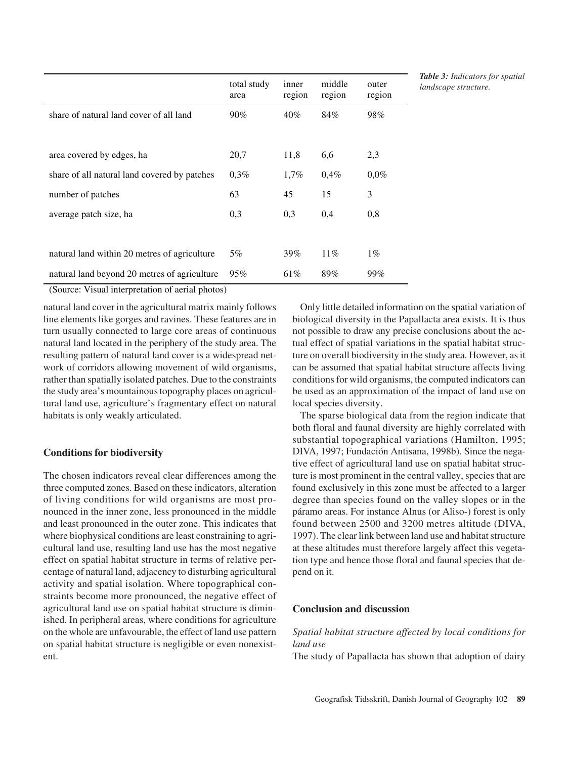*Table 3: Indicators for spatial landscape structure.*

| | total study area | inner region | middle region | outer region |
|---|---|---|---|---|
| share of natural land cover of all land | 90% | 40% | 84% | 98% |
| | | | | |
| area covered by edges, ha | 20,7 | 11,8 | 6,6 | 2,3 |
| share of all natural land covered by patches | 0,3% | 1,7% | 0,4% | 0,0% |
| number of patches | 63 | 45 | 15 | 3 |
| average patch size, ha | 0,3 | 0,3 | 0,4 | 0,8 |
| | | | | |
| natural land within 20 metres of agriculture | 5% | 39% | 11% | 1% |
| natural land beyond 20 metres of agriculture | 95% | 61% | 89% | 99% |

(Source: Visual interpretation of aerial photos)

natural land cover in the agricultural matrix mainly follows line elements like gorges and ravines. These features are in turn usually connected to large core areas of continuous natural land located in the periphery of the study area. The resulting pattern of natural land cover is a widespread network of corridors allowing movement of wild organisms, rather than spatially isolated patches. Due to the constraints the study area's mountainous topography places on agricultural land use, agriculture's fragmentary effect on natural habitats is only weakly articulated.

## Conditions for biodiversity

The chosen indicators reveal clear differences among the three computed zones. Based on these indicators, alteration of living conditions for wild organisms are most pronounced in the inner zone, less pronounced in the middle and least pronounced in the outer zone. This indicates that where biophysical conditions are least constraining to agricultural land use, resulting land use has the most negative effect on spatial habitat structure in terms of relative percentage of natural land, adjacency to disturbing agricultural activity and spatial isolation. Where topographical constraints become more pronounced, the negative effect of agricultural land use on spatial habitat structure is diminished. In peripheral areas, where conditions for agriculture on the whole are unfavourable, the effect of land use pattern on spatial habitat structure is negligible or even nonexistent.

Only little detailed information on the spatial variation of biological diversity in the Papallacta area exists. It is thus not possible to draw any precise conclusions about the actual effect of spatial variations in the spatial habitat structure on overall biodiversity in the study area. However, as it can be assumed that spatial habitat structure affects living conditions for wild organisms, the computed indicators can be used as an approximation of the impact of land use on local species diversity.

The sparse biological data from the region indicate that both floral and faunal diversity are highly correlated with substantial topographical variations (Hamilton, 1995; DIVA, 1997; Fundación Antisana, 1998b). Since the negative effect of agricultural land use on spatial habitat structure is most prominent in the central valley, species that are found exclusively in this zone must be affected to a larger degree than species found on the valley slopes or in the páramo areas. For instance Alnus (or Aliso-) forest is only found between 2500 and 3200 metres altitude (DIVA, 1997). The clear link between land use and habitat structure at these altitudes must therefore largely affect this vegetation type and hence those floral and faunal species that depend on it.

## Conclusion and discussion

### *Spatial habitat structure affected by local conditions for land use*

The study of Papallacta has shown that adoption of dairy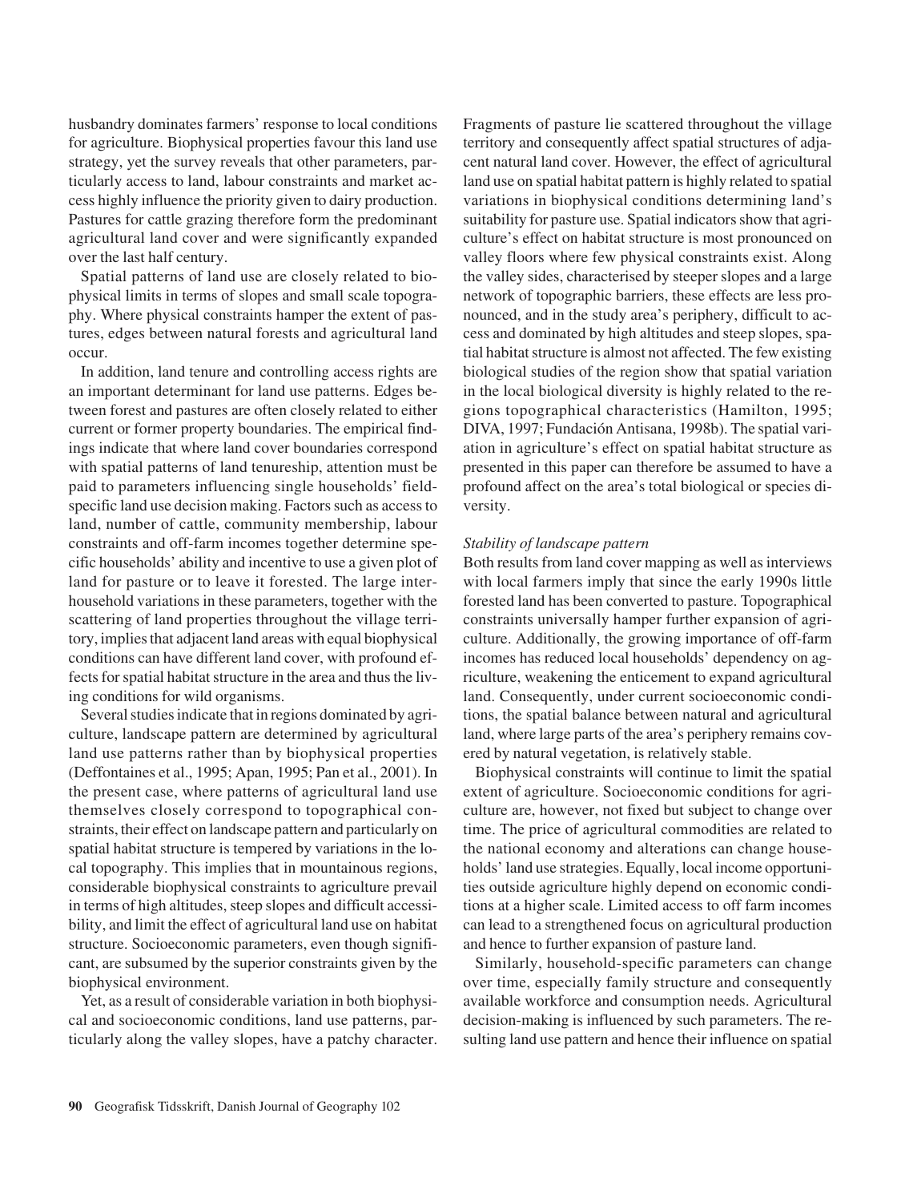husbandry dominates farmers' response to local conditions for agriculture. Biophysical properties favour this land use strategy, yet the survey reveals that other parameters, particularly access to land, labour constraints and market access highly influence the priority given to dairy production. Pastures for cattle grazing therefore form the predominant agricultural land cover and were significantly expanded over the last half century.

Spatial patterns of land use are closely related to biophysical limits in terms of slopes and small scale topography. Where physical constraints hamper the extent of pastures, edges between natural forests and agricultural land occur.

In addition, land tenure and controlling access rights are an important determinant for land use patterns. Edges between forest and pastures are often closely related to either current or former property boundaries. The empirical findings indicate that where land cover boundaries correspond with spatial patterns of land tenureship, attention must be paid to parameters influencing single households' field-specific land use decision making. Factors such as access to land, number of cattle, community membership, labour constraints and off-farm incomes together determine specific households' ability and incentive to use a given plot of land for pasture or to leave it forested. The large inter-household variations in these parameters, together with the scattering of land properties throughout the village territory, implies that adjacent land areas with equal biophysical conditions can have different land cover, with profound effects for spatial habitat structure in the area and thus the living conditions for wild organisms.

Several studies indicate that in regions dominated by agriculture, landscape pattern are determined by agricultural land use patterns rather than by biophysical properties (Deffontaines et al., 1995; Apan, 1995; Pan et al., 2001). In the present case, where patterns of agricultural land use themselves closely correspond to topographical constraints, their effect on landscape pattern and particularly on spatial habitat structure is tempered by variations in the local topography. This implies that in mountainous regions, considerable biophysical constraints to agriculture prevail in terms of high altitudes, steep slopes and difficult accessibility, and limit the effect of agricultural land use on habitat structure. Socioeconomic parameters, even though significant, are subsumed by the superior constraints given by the biophysical environment.

Yet, as a result of considerable variation in both biophysical and socioeconomic conditions, land use patterns, particularly along the valley slopes, have a patchy character. Fragments of pasture lie scattered throughout the village territory and consequently affect spatial structures of adjacent natural land cover. However, the effect of agricultural land use on spatial habitat pattern is highly related to spatial variations in biophysical conditions determining land's suitability for pasture use. Spatial indicators show that agriculture's effect on habitat structure is most pronounced on valley floors where few physical constraints exist. Along the valley sides, characterised by steeper slopes and a large network of topographic barriers, these effects are less pronounced, and in the study area's periphery, difficult to access and dominated by high altitudes and steep slopes, spatial habitat structure is almost not affected. The few existing biological studies of the region show that spatial variation in the local biological diversity is highly related to the regions topographical characteristics (Hamilton, 1995; DIVA, 1997; Fundación Antisana, 1998b). The spatial variation in agriculture's effect on spatial habitat structure as presented in this paper can therefore be assumed to have a profound affect on the area's total biological or species diversity.

*Stability of landscape pattern*

Both results from land cover mapping as well as interviews with local farmers imply that since the early 1990s little forested land has been converted to pasture. Topographical constraints universally hamper further expansion of agriculture. Additionally, the growing importance of off-farm incomes has reduced local households' dependency on agriculture, weakening the enticement to expand agricultural land. Consequently, under current socioeconomic conditions, the spatial balance between natural and agricultural land, where large parts of the area's periphery remains covered by natural vegetation, is relatively stable.

Biophysical constraints will continue to limit the spatial extent of agriculture. Socioeconomic conditions for agriculture are, however, not fixed but subject to change over time. The price of agricultural commodities are related to the national economy and alterations can change households' land use strategies. Equally, local income opportunities outside agriculture highly depend on economic conditions at a higher scale. Limited access to off farm incomes can lead to a strengthened focus on agricultural production and hence to further expansion of pasture land.

Similarly, household-specific parameters can change over time, especially family structure and consequently available workforce and consumption needs. Agricultural decision-making is influenced by such parameters. The resulting land use pattern and hence their influence on spatial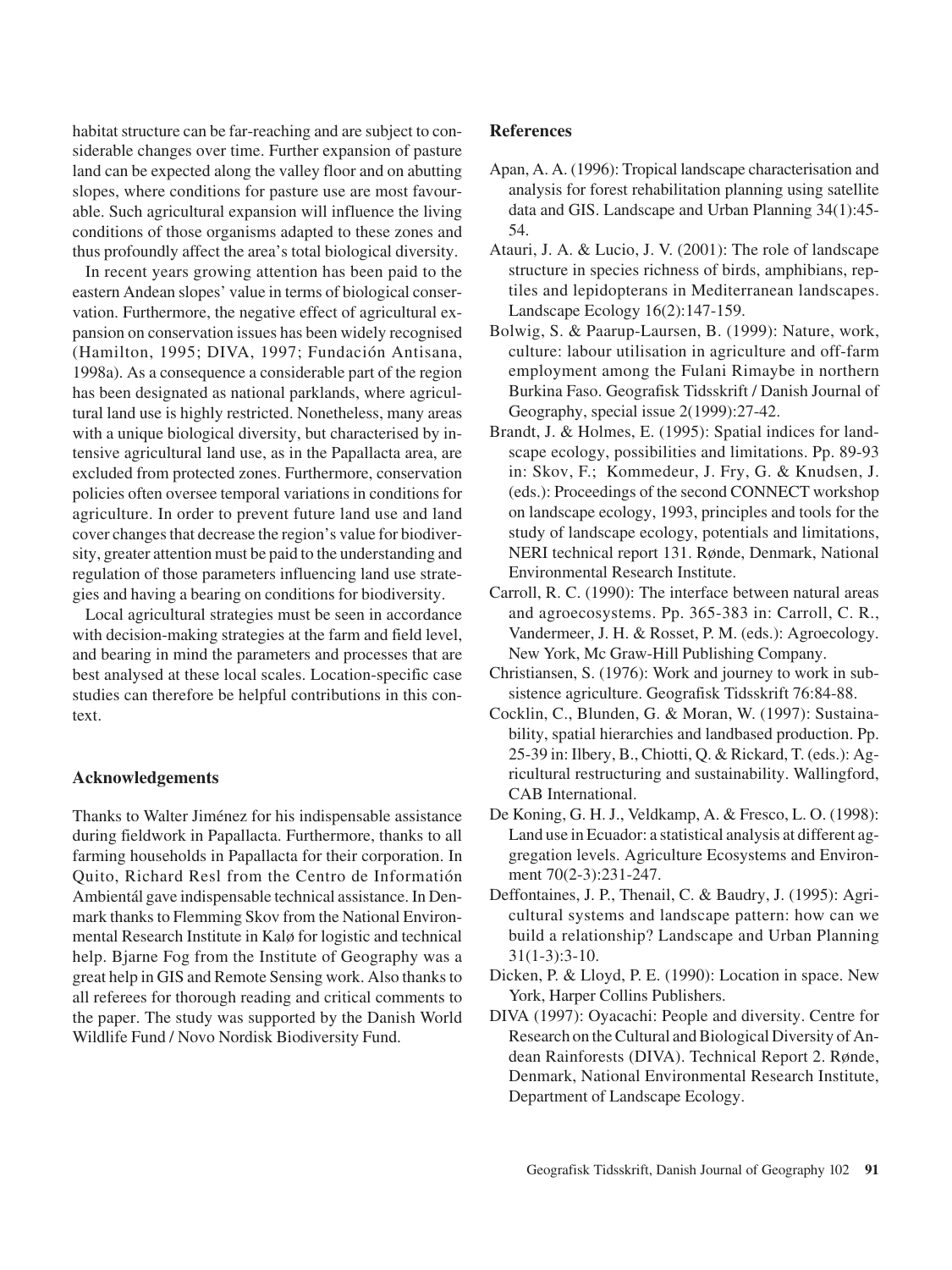habitat structure can be far-reaching and are subject to considerable changes over time. Further expansion of pasture land can be expected along the valley floor and on abutting slopes, where conditions for pasture use are most favourable. Such agricultural expansion will influence the living conditions of those organisms adapted to these zones and thus profoundly affect the area's total biological diversity.

In recent years growing attention has been paid to the eastern Andean slopes' value in terms of biological conservation. Furthermore, the negative effect of agricultural expansion on conservation issues has been widely recognised (Hamilton, 1995; DIVA, 1997; Fundación Antisana, 1998a). As a consequence a considerable part of the region has been designated as national parklands, where agricultural land use is highly restricted. Nonetheless, many areas with a unique biological diversity, but characterised by intensive agricultural land use, as in the Papallacta area, are excluded from protected zones. Furthermore, conservation policies often oversee temporal variations in conditions for agriculture. In order to prevent future land use and land cover changes that decrease the region's value for biodiversity, greater attention must be paid to the understanding and regulation of those parameters influencing land use strategies and having a bearing on conditions for biodiversity.

Local agricultural strategies must be seen in accordance with decision-making strategies at the farm and field level, and bearing in mind the parameters and processes that are best analysed at these local scales. Location-specific case studies can therefore be helpful contributions in this context.

## Acknowledgements

Thanks to Walter Jiménez for his indispensable assistance during fieldwork in Papallacta. Furthermore, thanks to all farming households in Papallacta for their corporation. In Quito, Richard Resl from the Centro de Informatión Ambientál gave indispensable technical assistance. In Denmark thanks to Flemming Skov from the National Environmental Research Institute in Kalø for logistic and technical help. Bjarne Fog from the Institute of Geography was a great help in GIS and Remote Sensing work. Also thanks to all referees for thorough reading and critical comments to the paper. The study was supported by the Danish World Wildlife Fund / Novo Nordisk Biodiversity Fund.

## References

Apan, A. A. (1996): Tropical landscape characterisation and analysis for forest rehabilitation planning using satellite data and GIS. Landscape and Urban Planning 34(1):45-54.

Atauri, J. A. & Lucio, J. V. (2001): The role of landscape structure in species richness of birds, amphibians, reptiles and lepidopterans in Mediterranean landscapes. Landscape Ecology 16(2):147-159.

Bolwig, S. & Paarup-Laursen, B. (1999): Nature, work, culture: labour utilisation in agriculture and off-farm employment among the Fulani Rimaybe in northern Burkina Faso. Geografisk Tidsskrift / Danish Journal of Geography, special issue 2(1999):27-42.

Brandt, J. & Holmes, E. (1995): Spatial indices for landscape ecology, possibilities and limitations. Pp. 89-93 in: Skov, F.; Kommedeur, J. Fry, G. & Knudsen, J. (eds.): Proceedings of the second CONNECT workshop on landscape ecology, 1993, principles and tools for the study of landscape ecology, potentials and limitations, NERI technical report 131. Rønde, Denmark, National Environmental Research Institute.

Carroll, R. C. (1990): The interface between natural areas and agroecosystems. Pp. 365-383 in: Carroll, C. R., Vandermeer, J. H. & Rosset, P. M. (eds.): Agroecology. New York, Mc Graw-Hill Publishing Company.

Christiansen, S. (1976): Work and journey to work in subsistence agriculture. Geografisk Tidsskrift 76:84-88.

Cocklin, C., Blunden, G. & Moran, W. (1997): Sustainability, spatial hierarchies and landbased production. Pp. 25-39 in: Ilbery, B., Chiotti, Q. & Rickard, T. (eds.): Agricultural restructuring and sustainability. Wallingford, CAB International.

De Koning, G. H. J., Veldkamp, A. & Fresco, L. O. (1998): Land use in Ecuador: a statistical analysis at different aggregation levels. Agriculture Ecosystems and Environment 70(2-3):231-247.

Deffontaines, J. P., Thenail, C. & Baudry, J. (1995): Agricultural systems and landscape pattern: how can we build a relationship? Landscape and Urban Planning 31(1-3):3-10.

Dicken, P. & Lloyd, P. E. (1990): Location in space. New York, Harper Collins Publishers.

DIVA (1997): Oyacachi: People and diversity. Centre for Research on the Cultural and Biological Diversity of Andean Rainforests (DIVA). Technical Report 2. Rønde, Denmark, National Environmental Research Institute, Department of Landscape Ecology.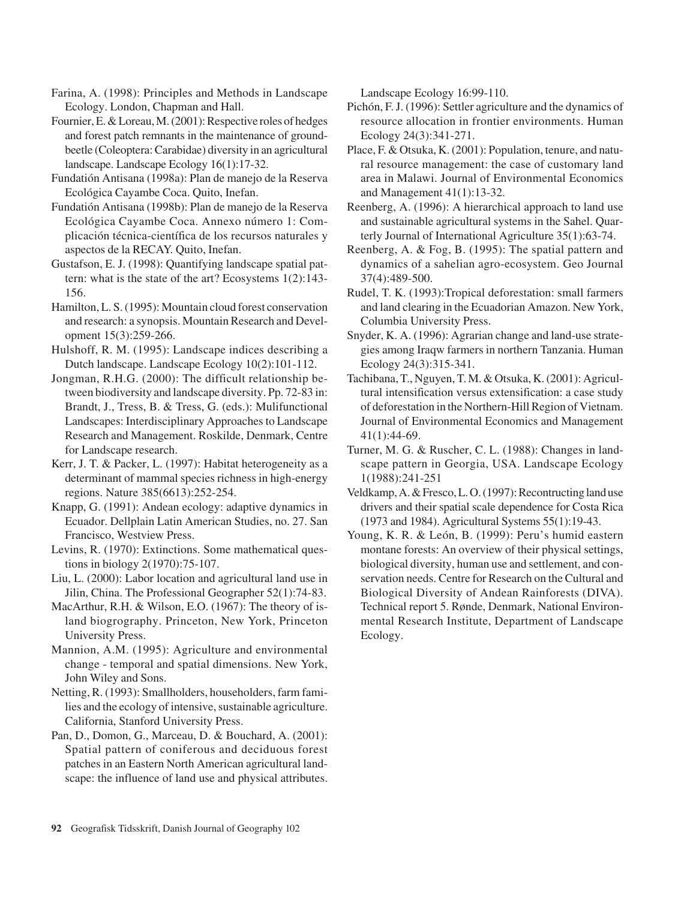Farina, A. (1998): Principles and Methods in Landscape Ecology. London, Chapman and Hall.

Fournier, E. & Loreau, M. (2001): Respective roles of hedges and forest patch remnants in the maintenance of ground-beetle (Coleoptera: Carabidae) diversity in an agricultural landscape. Landscape Ecology 16(1):17-32.

Fundatión Antisana (1998a): Plan de manejo de la Reserva Ecológica Cayambe Coca. Quito, Inefan.

Fundatión Antisana (1998b): Plan de manejo de la Reserva Ecológica Cayambe Coca. Annexo número 1: Complicación técnica-científica de los recursos naturales y aspectos de la RECAY. Quito, Inefan.

Gustafson, E. J. (1998): Quantifying landscape spatial pattern: what is the state of the art? Ecosystems 1(2):143-156.

Hamilton, L. S. (1995): Mountain cloud forest conservation and research: a synopsis. Mountain Research and Development 15(3):259-266.

Hulshoff, R. M. (1995): Landscape indices describing a Dutch landscape. Landscape Ecology 10(2):101-112.

Jongman, R.H.G. (2000): The difficult relationship between biodiversity and landscape diversity. Pp. 72-83 in: Brandt, J., Tress, B. & Tress, G. (eds.): Mulifunctional Landscapes: Interdisciplinary Approaches to Landscape Research and Management. Roskilde, Denmark, Centre for Landscape research.

Kerr, J. T. & Packer, L. (1997): Habitat heterogeneity as a determinant of mammal species richness in high-energy regions. Nature 385(6613):252-254.

Knapp, G. (1991): Andean ecology: adaptive dynamics in Ecuador. Dellplain Latin American Studies, no. 27. San Francisco, Westview Press.

Levins, R. (1970): Extinctions. Some mathematical questions in biology 2(1970):75-107.

Liu, L. (2000): Labor location and agricultural land use in Jilin, China. The Professional Geographer 52(1):74-83.

MacArthur, R.H. & Wilson, E.O. (1967): The theory of island biogrography. Princeton, New York, Princeton University Press.

Mannion, A.M. (1995): Agriculture and environmental change - temporal and spatial dimensions. New York, John Wiley and Sons.

Netting, R. (1993): Smallholders, householders, farm families and the ecology of intensive, sustainable agriculture. California, Stanford University Press.

Pan, D., Domon, G., Marceau, D. & Bouchard, A. (2001): Spatial pattern of coniferous and deciduous forest patches in an Eastern North American agricultural landscape: the influence of land use and physical attributes. Landscape Ecology 16:99-110.

Pichón, F. J. (1996): Settler agriculture and the dynamics of resource allocation in frontier environments. Human Ecology 24(3):341-271.

Place, F. & Otsuka, K. (2001): Population, tenure, and natural resource management: the case of customary land area in Malawi. Journal of Environmental Economics and Management 41(1):13-32.

Reenberg, A. (1996): A hierarchical approach to land use and sustainable agricultural systems in the Sahel. Quarterly Journal of International Agriculture 35(1):63-74.

Reenberg, A. & Fog, B. (1995): The spatial pattern and dynamics of a sahelian agro-ecosystem. Geo Journal 37(4):489-500.

Rudel, T. K. (1993):Tropical deforestation: small farmers and land clearing in the Ecuadorian Amazon. New York, Columbia University Press.

Snyder, K. A. (1996): Agrarian change and land-use strategies among Iraqw farmers in northern Tanzania. Human Ecology 24(3):315-341.

Tachibana, T., Nguyen, T. M. & Otsuka, K. (2001): Agricultural intensification versus extensification: a case study of deforestation in the Northern-Hill Region of Vietnam. Journal of Environmental Economics and Management 41(1):44-69.

Turner, M. G. & Ruscher, C. L. (1988): Changes in landscape pattern in Georgia, USA. Landscape Ecology 1(1988):241-251

Veldkamp, A. & Fresco, L. O. (1997): Recontructing land use drivers and their spatial scale dependence for Costa Rica (1973 and 1984). Agricultural Systems 55(1):19-43.

Young, K. R. & León, B. (1999): Peru's humid eastern montane forests: An overview of their physical settings, biological diversity, human use and settlement, and conservation needs. Centre for Research on the Cultural and Biological Diversity of Andean Rainforests (DIVA). Technical report 5. Rønde, Denmark, National Environmental Research Institute, Department of Landscape Ecology.